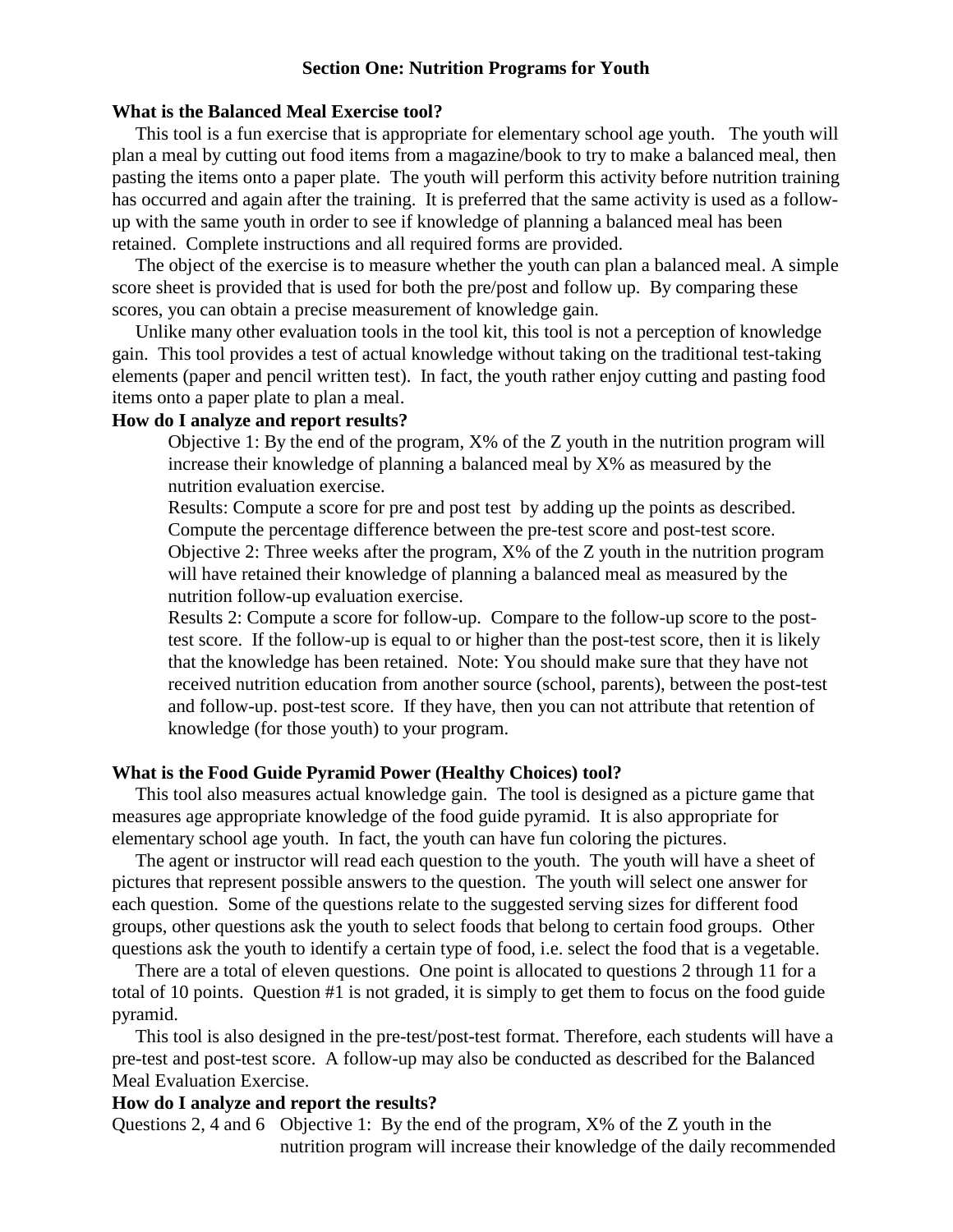## Section One: Nutrition Programs for Youth

**What is the Balanced Meal Exercise tool?**

This tool is a fun exercise that is appropriate for elementary school age youth. The youth will plan a meal by cutting out food items from a magazine/book to try to make a balanced meal, then pasting the items onto a paper plate. The youth will perform this activity before nutrition training has occurred and again after the training. It is preferred that the same activity is used as a follow-up with the same youth in order to see if knowledge of planning a balanced meal has been retained. Complete instructions and all required forms are provided.

The object of the exercise is to measure whether the youth can plan a balanced meal. A simple score sheet is provided that is used for both the pre/post and follow up. By comparing these scores, you can obtain a precise measurement of knowledge gain.

Unlike many other evaluation tools in the tool kit, this tool is not a perception of knowledge gain. This tool provides a test of actual knowledge without taking on the traditional test-taking elements (paper and pencil written test). In fact, the youth rather enjoy cutting and pasting food items onto a paper plate to plan a meal.

**How do I analyze and report results?**

> Objective 1: By the end of the program, X% of the Z youth in the nutrition program will increase their knowledge of planning a balanced meal by X% as measured by the nutrition evaluation exercise.
>
> Results: Compute a score for pre and post test by adding up the points as described. Compute the percentage difference between the pre-test score and post-test score.
>
> Objective 2: Three weeks after the program, X% of the Z youth in the nutrition program will have retained their knowledge of planning a balanced meal as measured by the nutrition follow-up evaluation exercise.
>
> Results 2: Compute a score for follow-up. Compare to the follow-up score to the post-test score. If the follow-up is equal to or higher than the post-test score, then it is likely that the knowledge has been retained. Note: You should make sure that they have not received nutrition education from another source (school, parents), between the post-test and follow-up. post-test score. If they have, then you can not attribute that retention of knowledge (for those youth) to your program.

**What is the Food Guide Pyramid Power (Healthy Choices) tool?**

This tool also measures actual knowledge gain. The tool is designed as a picture game that measures age appropriate knowledge of the food guide pyramid. It is also appropriate for elementary school age youth. In fact, the youth can have fun coloring the pictures.

The agent or instructor will read each question to the youth. The youth will have a sheet of pictures that represent possible answers to the question. The youth will select one answer for each question. Some of the questions relate to the suggested serving sizes for different food groups, other questions ask the youth to select foods that belong to certain food groups. Other questions ask the youth to identify a certain type of food, i.e. select the food that is a vegetable.

There are a total of eleven questions. One point is allocated to questions 2 through 11 for a total of 10 points. Question #1 is not graded, it is simply to get them to focus on the food guide pyramid.

This tool is also designed in the pre-test/post-test format. Therefore, each students will have a pre-test and post-test score. A follow-up may also be conducted as described for the Balanced Meal Evaluation Exercise.

**How do I analyze and report the results?**

Questions 2, 4 and 6 Objective 1: By the end of the program, X% of the Z youth in the nutrition program will increase their knowledge of the daily recommended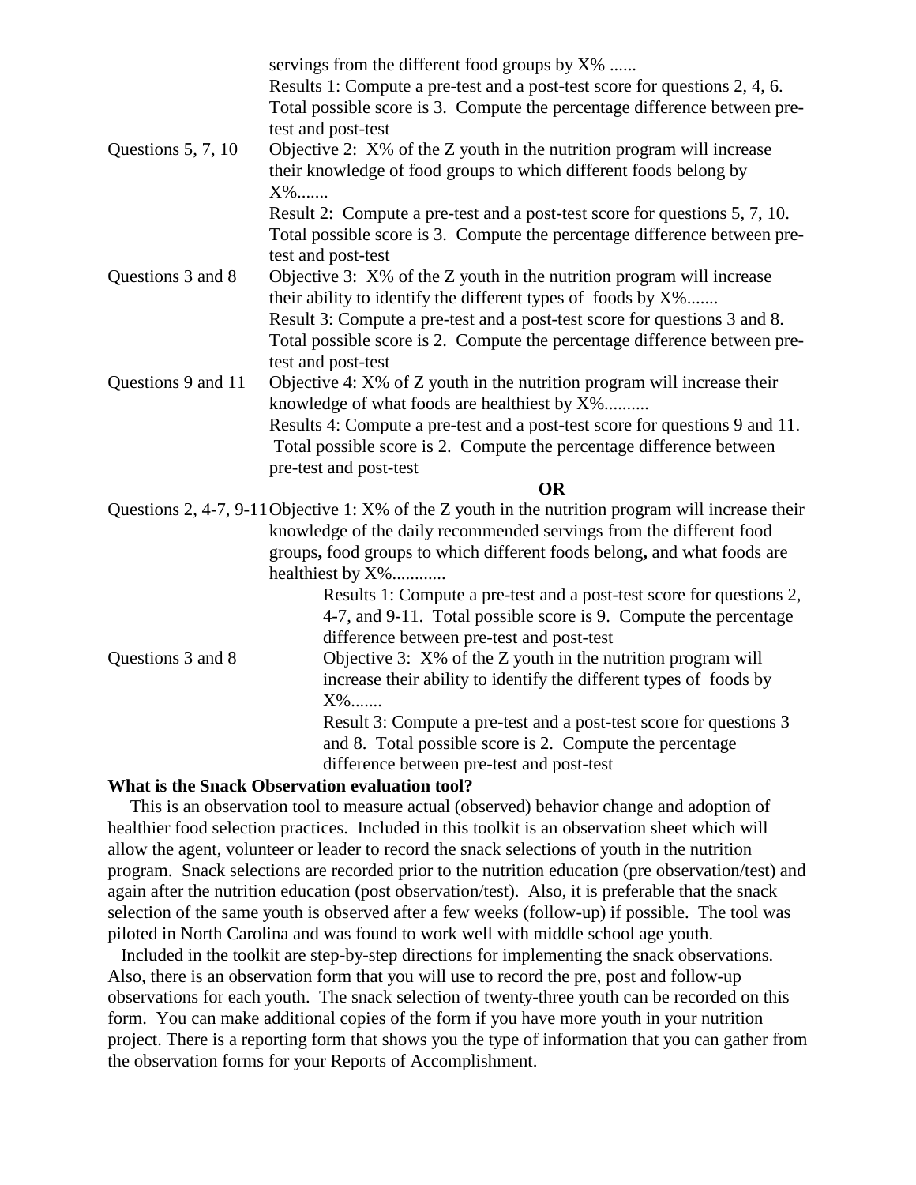servings from the different food groups by X% ......
Results 1: Compute a pre-test and a post-test score for questions 2, 4, 6. Total possible score is 3. Compute the percentage difference between pre-test and post-test

| | |
|---|---|
| Questions 5, 7, 10 | Objective 2: X% of the Z youth in the nutrition program will increase their knowledge of food groups to which different foods belong by X%.......<br>Result 2: Compute a pre-test and a post-test score for questions 5, 7, 10. Total possible score is 3. Compute the percentage difference between pre-test and post-test |
| Questions 3 and 8 | Objective 3: X% of the Z youth in the nutrition program will increase their ability to identify the different types of foods by X%.......<br>Result 3: Compute a pre-test and a post-test score for questions 3 and 8. Total possible score is 2. Compute the percentage difference between pre-test and post-test |
| Questions 9 and 11 | Objective 4: X% of Z youth in the nutrition program will increase their knowledge of what foods are healthiest by X%..........<br>Results 4: Compute a pre-test and a post-test score for questions 9 and 11. Total possible score is 2. Compute the percentage difference between pre-test and post-test |

**OR**

| | |
|---|---|
| Questions 2, 4-7, 9-11 | Objective 1: X% of the Z youth in the nutrition program will increase their knowledge of the daily recommended servings from the different food groups**,** food groups to which different foods belong**,** and what foods are healthiest by X%............<br>Results 1: Compute a pre-test and a post-test score for questions 2, 4-7, and 9-11. Total possible score is 9. Compute the percentage difference between pre-test and post-test |
| Questions 3 and 8 | Objective 3: X% of the Z youth in the nutrition program will increase their ability to identify the different types of foods by X%.......<br>Result 3: Compute a pre-test and a post-test score for questions 3 and 8. Total possible score is 2. Compute the percentage difference between pre-test and post-test |

**What is the Snack Observation evaluation tool?**

This is an observation tool to measure actual (observed) behavior change and adoption of healthier food selection practices. Included in this toolkit is an observation sheet which will allow the agent, volunteer or leader to record the snack selections of youth in the nutrition program. Snack selections are recorded prior to the nutrition education (pre observation/test) and again after the nutrition education (post observation/test). Also, it is preferable that the snack selection of the same youth is observed after a few weeks (follow-up) if possible. The tool was piloted in North Carolina and was found to work well with middle school age youth.

Included in the toolkit are step-by-step directions for implementing the snack observations. Also, there is an observation form that you will use to record the pre, post and follow-up observations for each youth. The snack selection of twenty-three youth can be recorded on this form. You can make additional copies of the form if you have more youth in your nutrition project. There is a reporting form that shows you the type of information that you can gather from the observation forms for your Reports of Accomplishment.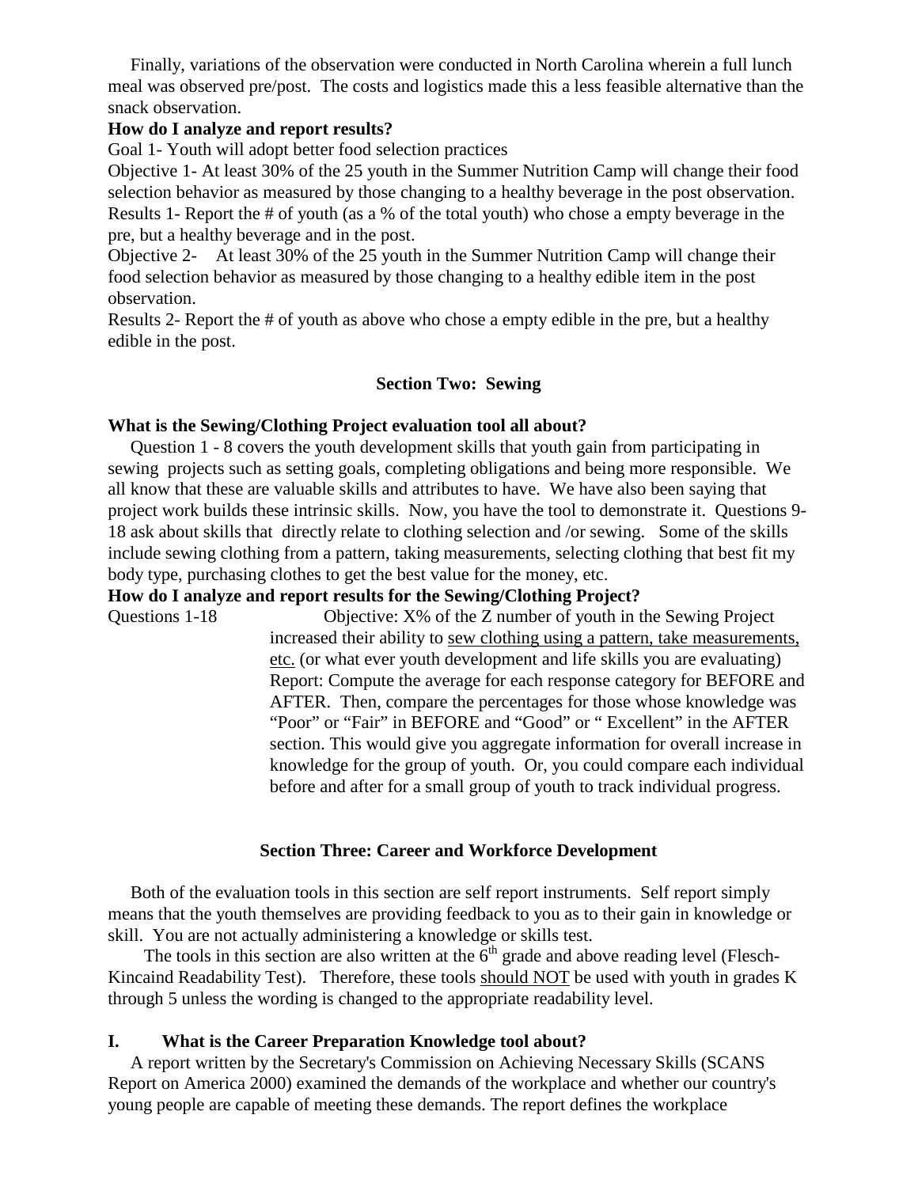Finally, variations of the observation were conducted in North Carolina wherein a full lunch meal was observed pre/post. The costs and logistics made this a less feasible alternative than the snack observation.

**How do I analyze and report results?**

Goal 1- Youth will adopt better food selection practices

Objective 1- At least 30% of the 25 youth in the Summer Nutrition Camp will change their food selection behavior as measured by those changing to a healthy beverage in the post observation.

Results 1- Report the # of youth (as a % of the total youth) who chose a empty beverage in the pre, but a healthy beverage and in the post.

Objective 2- At least 30% of the 25 youth in the Summer Nutrition Camp will change their food selection behavior as measured by those changing to a healthy edible item in the post observation.

Results 2- Report the # of youth as above who chose a empty edible in the pre, but a healthy edible in the post.

## Section Two: Sewing

**What is the Sewing/Clothing Project evaluation tool all about?**

Question 1 - 8 covers the youth development skills that youth gain from participating in sewing projects such as setting goals, completing obligations and being more responsible. We all know that these are valuable skills and attributes to have. We have also been saying that project work builds these intrinsic skills. Now, you have the tool to demonstrate it. Questions 9-18 ask about skills that directly relate to clothing selection and /or sewing. Some of the skills include sewing clothing from a pattern, taking measurements, selecting clothing that best fit my body type, purchasing clothes to get the best value for the money, etc.

**How do I analyze and report results for the Sewing/Clothing Project?**

Questions 1-18

Objective: X% of the Z number of youth in the Sewing Project increased their ability to <u>sew clothing using a pattern, take measurements, etc.</u> (or what ever youth development and life skills you are evaluating)

Report: Compute the average for each response category for BEFORE and AFTER. Then, compare the percentages for those whose knowledge was "Poor" or "Fair" in BEFORE and "Good" or " Excellent" in the AFTER section. This would give you aggregate information for overall increase in knowledge for the group of youth. Or, you could compare each individual before and after for a small group of youth to track individual progress.

## Section Three: Career and Workforce Development

Both of the evaluation tools in this section are self report instruments. Self report simply means that the youth themselves are providing feedback to you as to their gain in knowledge or skill. You are not actually administering a knowledge or skills test.

The tools in this section are also written at the 6th grade and above reading level (Flesch-Kincaind Readability Test). Therefore, these tools <u>should NOT</u> be used with youth in grades K through 5 unless the wording is changed to the appropriate readability level.

### I. What is the Career Preparation Knowledge tool about?

A report written by the Secretary's Commission on Achieving Necessary Skills (SCANS Report on America 2000) examined the demands of the workplace and whether our country's young people are capable of meeting these demands. The report defines the workplace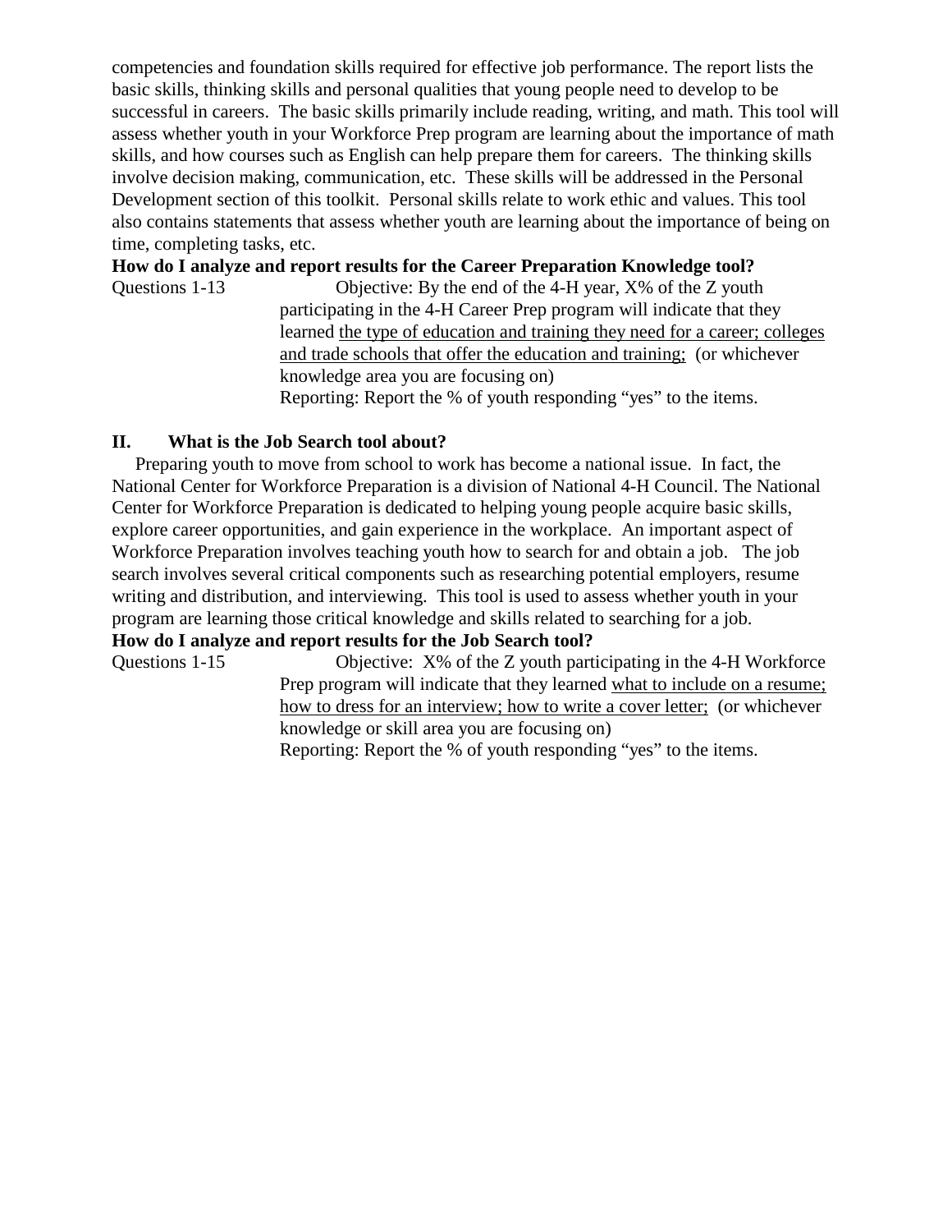competencies and foundation skills required for effective job performance. The report lists the basic skills, thinking skills and personal qualities that young people need to develop to be successful in careers. The basic skills primarily include reading, writing, and math. This tool will assess whether youth in your Workforce Prep program are learning about the importance of math skills, and how courses such as English can help prepare them for careers. The thinking skills involve decision making, communication, etc. These skills will be addressed in the Personal Development section of this toolkit. Personal skills relate to work ethic and values. This tool also contains statements that assess whether youth are learning about the importance of being on time, completing tasks, etc.

**How do I analyze and report results for the Career Preparation Knowledge tool?**

Questions 1-13 Objective: By the end of the 4-H year, X% of the Z youth participating in the 4-H Career Prep program will indicate that they learned <u>the type of education and training they need for a career; colleges and trade schools that offer the education and training;</u> (or whichever knowledge area you are focusing on)

Reporting: Report the % of youth responding "yes" to the items.

## II. What is the Job Search tool about?

Preparing youth to move from school to work has become a national issue. In fact, the National Center for Workforce Preparation is a division of National 4-H Council. The National Center for Workforce Preparation is dedicated to helping young people acquire basic skills, explore career opportunities, and gain experience in the workplace. An important aspect of Workforce Preparation involves teaching youth how to search for and obtain a job. The job search involves several critical components such as researching potential employers, resume writing and distribution, and interviewing. This tool is used to assess whether youth in your program are learning those critical knowledge and skills related to searching for a job.

**How do I analyze and report results for the Job Search tool?**

Questions 1-15 Objective: X% of the Z youth participating in the 4-H Workforce Prep program will indicate that they learned <u>what to include on a resume; how to dress for an interview; how to write a cover letter;</u> (or whichever knowledge or skill area you are focusing on)

Reporting: Report the % of youth responding "yes" to the items.